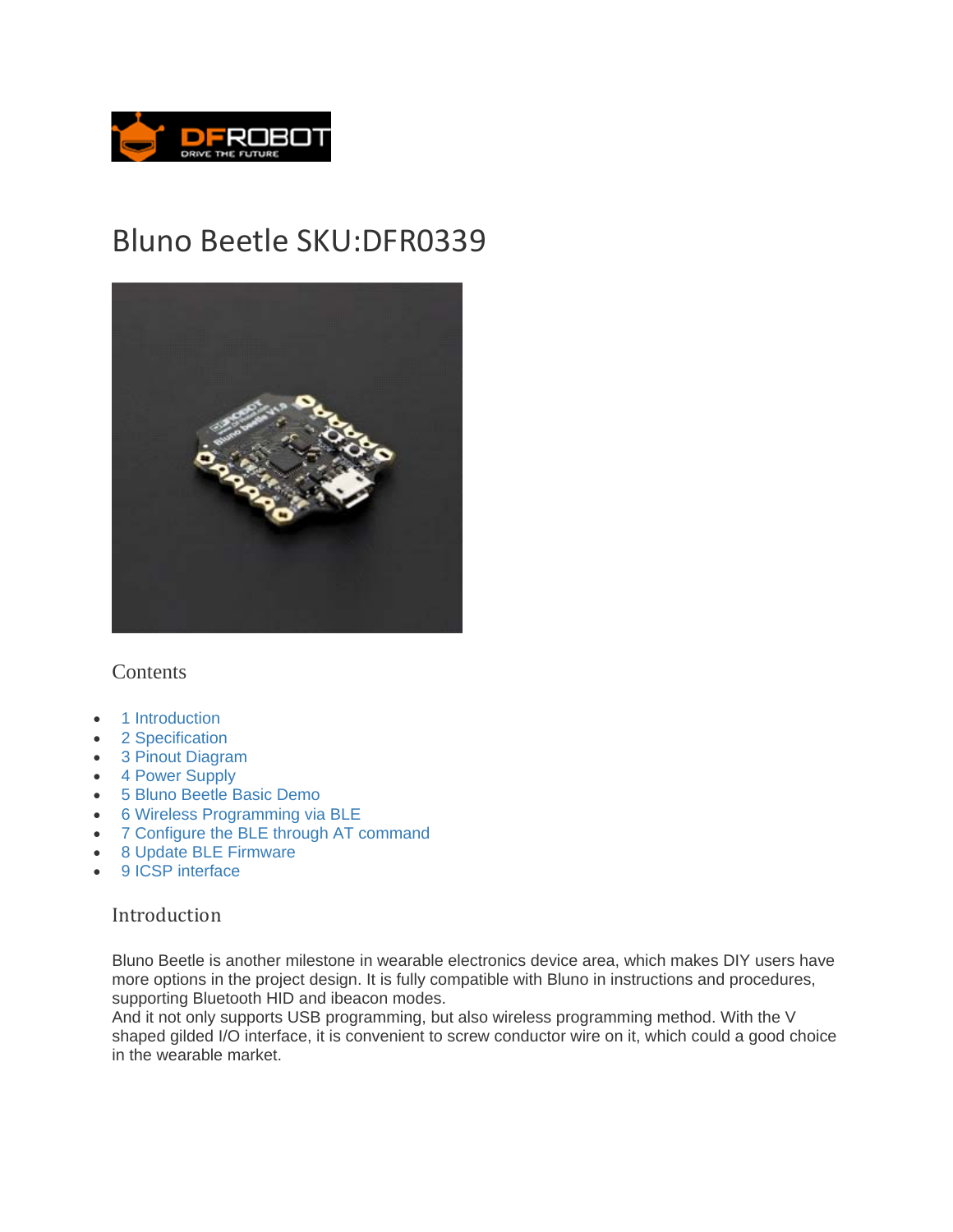# Bluno Beetle SKU:DFR0339

## Contents

- 1 Introduction
- 2 Specification
- 3 Pinout Diagram
- 4 Power Supply
- 5 Bluno Beetle Basic Demo
- 6 Wireless Programming via BLE
- 7 Configure the BLE through AT command
- 8 Update BLE Firmware
- 9 ICSP interface

## Introduction

Bluno Beetle is another milestone in wearable electronics device area, which makes DIY users have more options in the project design. It is fully compatible with Bluno in instructions and procedures, supporting Bluetooth HID and ibeacon modes.
And it not only supports USB programming, but also wireless programming method. With the V shaped gilded I/O interface, it is convenient to screw conductor wire on it, which could a good choice in the wearable market.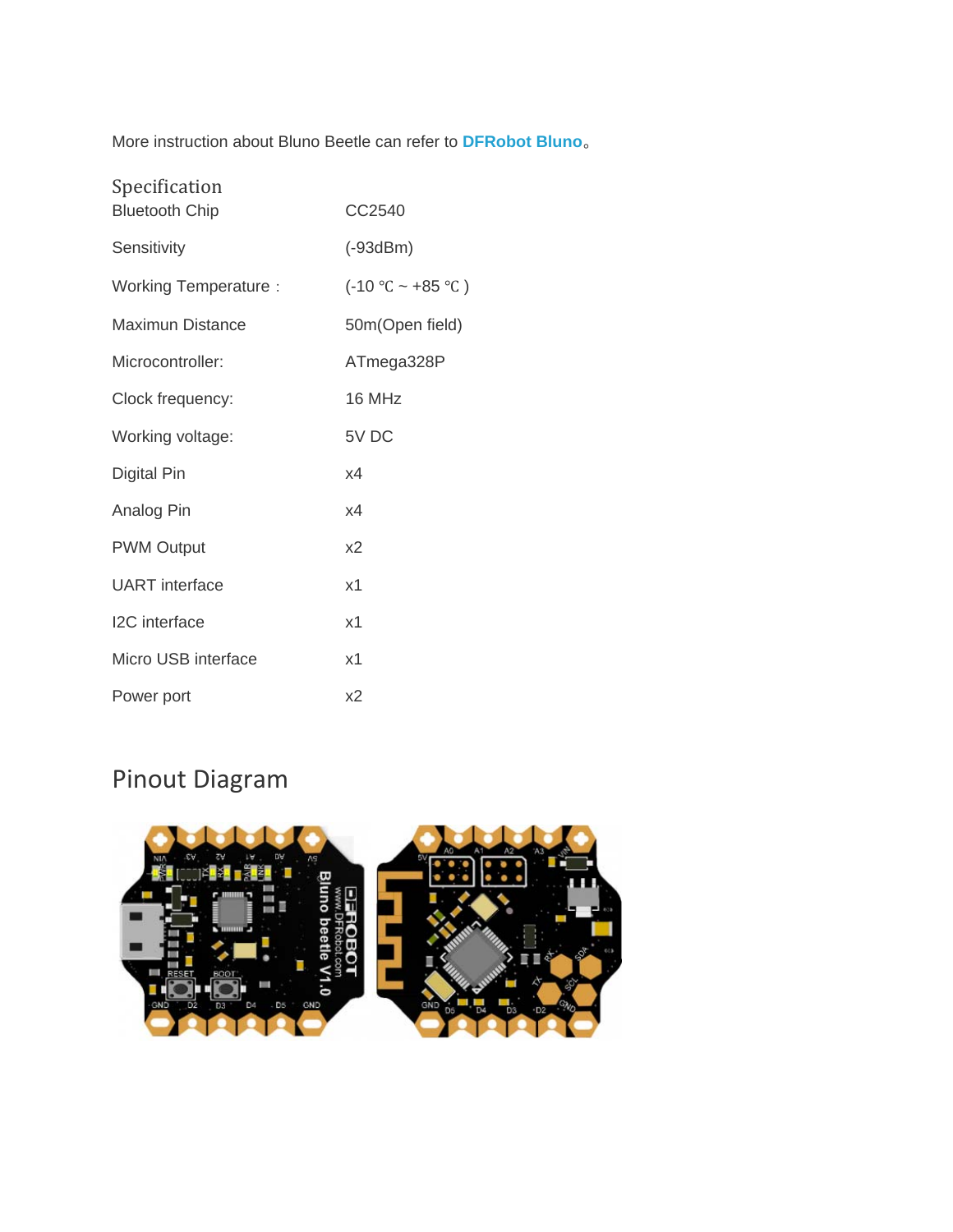More instruction about Bluno Beetle can refer to **DFRobot Bluno**。

## Specification

| | |
|---|---|
| Bluetooth Chip | CC2540 |
| Sensitivity | (-93dBm) |
| Working Temperature： | (-10 ℃ ~ +85 ℃ ) |
| Maximun Distance | 50m(Open field) |
| Microcontroller: | ATmega328P |
| Clock frequency: | 16 MHz |
| Working voltage: | 5V DC |
| Digital Pin | x4 |
| Analog Pin | x4 |
| PWM Output | x2 |
| UART interface | x1 |
| I2C interface | x1 |
| Micro USB interface | x1 |
| Power port | x2 |

## Pinout Diagram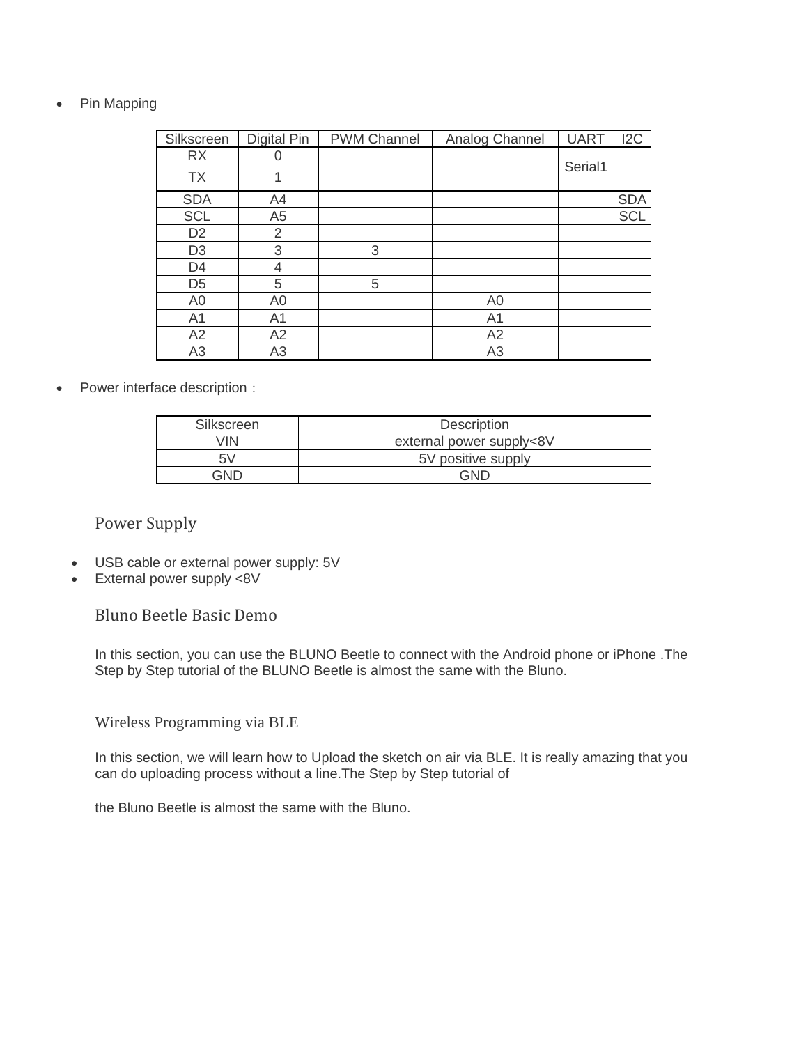- Pin Mapping

| Silkscreen | Digital Pin | PWM Channel | Analog Channel | UART | I2C |
|---|---|---|---|---|---|
| RX | 0 | | | Serial1 | |
| TX | 1 | | | | |
| SDA | A4 | | | | SDA |
| SCL | A5 | | | | SCL |
| D2 | 2 | | | | |
| D3 | 3 | 3 | | | |
| D4 | 4 | | | | |
| D5 | 5 | 5 | | | |
| A0 | A0 | | A0 | | |
| A1 | A1 | | A1 | | |
| A2 | A2 | | A2 | | |
| A3 | A3 | | A3 | | |

- Power interface description：

| Silkscreen | Description |
|---|---|
| VIN | external power supply<8V |
| 5V | 5V positive supply |
| GND | GND |

## Power Supply

- USB cable or external power supply: 5V
- External power supply <8V

## Bluno Beetle Basic Demo

In this section, you can use the BLUNO Beetle to connect with the Android phone or iPhone .The Step by Step tutorial of the BLUNO Beetle is almost the same with the Bluno.

## Wireless Programming via BLE

In this section, we will learn how to Upload the sketch on air via BLE. It is really amazing that you can do uploading process without a line.The Step by Step tutorial of

the Bluno Beetle is almost the same with the Bluno.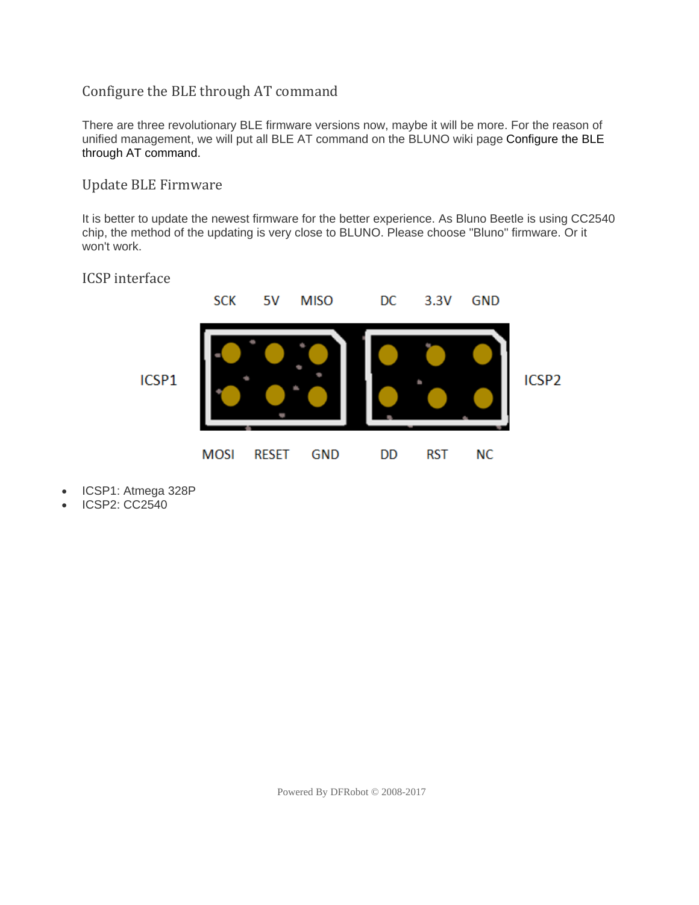## Configure the BLE through AT command

There are three revolutionary BLE firmware versions now, maybe it will be more. For the reason of unified management, we will put all BLE AT command on the BLUNO wiki page Configure the BLE through AT command.

## Update BLE Firmware

It is better to update the newest firmware for the better experience. As Bluno Beetle is using CC2540 chip, the method of the updating is very close to BLUNO. Please choose "Bluno" firmware. Or it won't work.

## ICSP interface

SCK 5V MISO DC 3.3V GND

ICSP1 ICSP2

MOSI RESET GND DD RST NC

- ICSP1: Atmega 328P
- ICSP2: CC2540